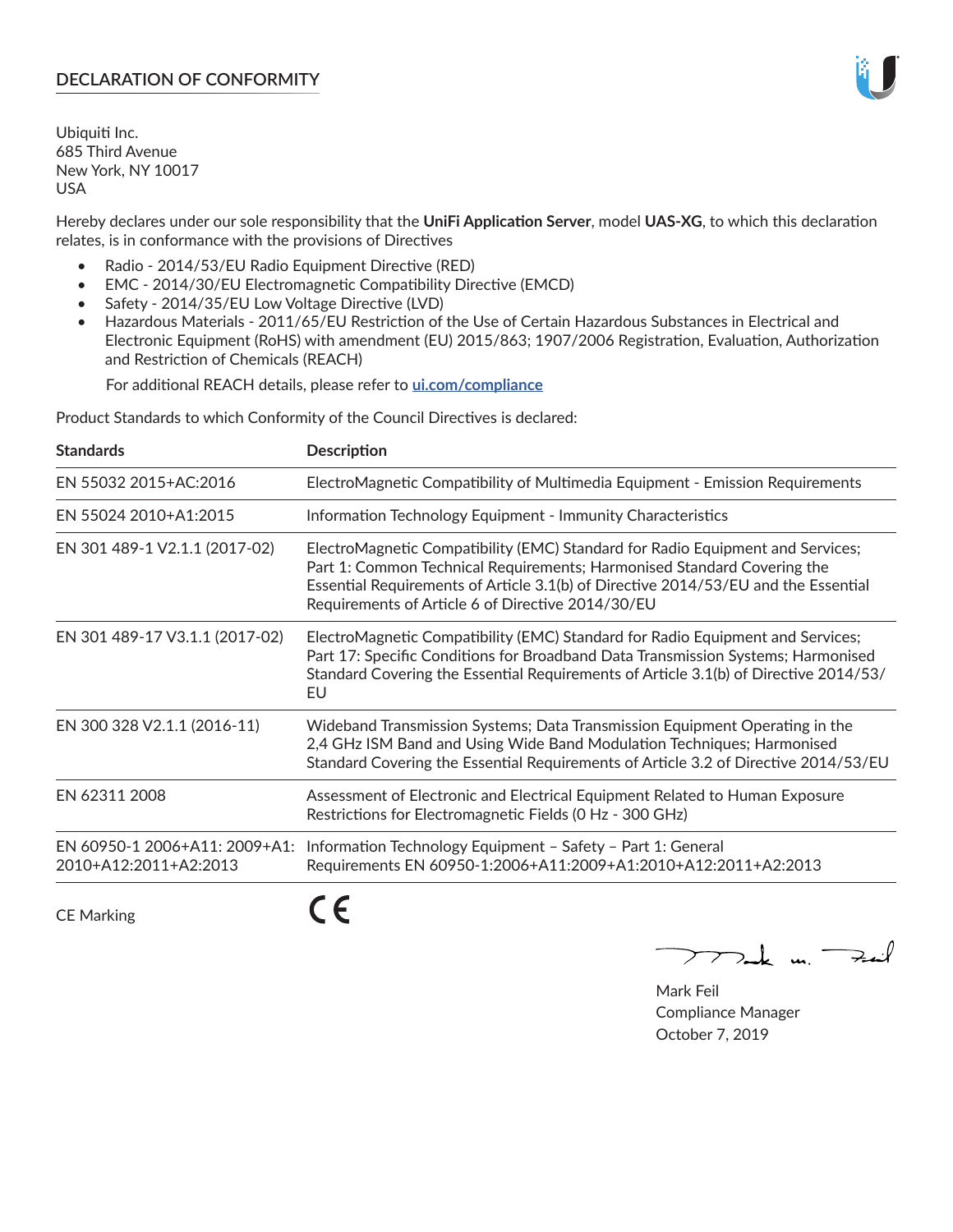# DECLARATION OF CONFORMITY

Ubiquiti Inc.
685 Third Avenue
New York, NY 10017
USA

Hereby declares under our sole responsibility that the **UniFi Application Server**, model **UAS-XG**, to which this declaration relates, is in conformance with the provisions of Directives

- Radio - 2014/53/EU Radio Equipment Directive (RED)
- EMC - 2014/30/EU Electromagnetic Compatibility Directive (EMCD)
- Safety - 2014/35/EU Low Voltage Directive (LVD)
- Hazardous Materials - 2011/65/EU Restriction of the Use of Certain Hazardous Substances in Electrical and Electronic Equipment (RoHS) with amendment (EU) 2015/863; 1907/2006 Registration, Evaluation, Authorization and Restriction of Chemicals (REACH)

  For additional REACH details, please refer to **ui.com/compliance**

Product Standards to which Conformity of the Council Directives is declared:

| **Standards** | **Description** |
|---|---|
| EN 55032 2015+AC:2016 | ElectroMagnetic Compatibility of Multimedia Equipment - Emission Requirements |
| EN 55024 2010+A1:2015 | Information Technology Equipment - Immunity Characteristics |
| EN 301 489-1 V2.1.1 (2017-02) | ElectroMagnetic Compatibility (EMC) Standard for Radio Equipment and Services; Part 1: Common Technical Requirements; Harmonised Standard Covering the Essential Requirements of Article 3.1(b) of Directive 2014/53/EU and the Essential Requirements of Article 6 of Directive 2014/30/EU |
| EN 301 489-17 V3.1.1 (2017-02) | ElectroMagnetic Compatibility (EMC) Standard for Radio Equipment and Services; Part 17: Specific Conditions for Broadband Data Transmission Systems; Harmonised Standard Covering the Essential Requirements of Article 3.1(b) of Directive 2014/53/EU |
| EN 300 328 V2.1.1 (2016-11) | Wideband Transmission Systems; Data Transmission Equipment Operating in the 2,4 GHz ISM Band and Using Wide Band Modulation Techniques; Harmonised Standard Covering the Essential Requirements of Article 3.2 of Directive 2014/53/EU |
| EN 62311 2008 | Assessment of Electronic and Electrical Equipment Related to Human Exposure Restrictions for Electromagnetic Fields (0 Hz - 300 GHz) |
| EN 60950-1 2006+A11: 2009+A1: 2010+A12:2011+A2:2013 | Information Technology Equipment – Safety – Part 1: General Requirements EN 60950-1:2006+A11:2009+A1:2010+A12:2011+A2:2013 |

CE Marking    CE

Mark Feil
Compliance Manager
October 7, 2019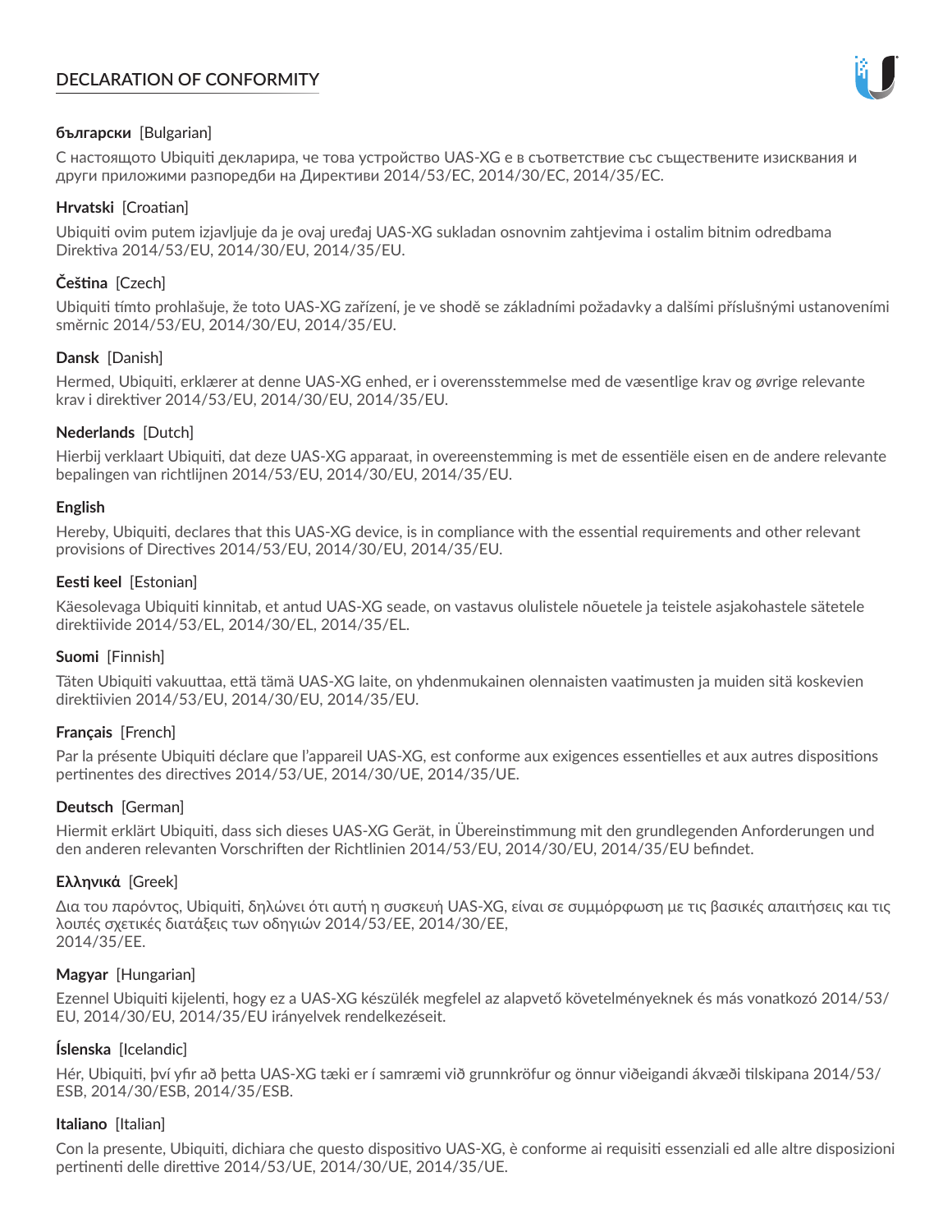# DECLARATION OF CONFORMITY

**български** [Bulgarian]

С настоящото Ubiquiti декларира, че това устройство UAS-XG е в съответствие със съществените изисквания и други приложими разпоредби на Директиви 2014/53/EC, 2014/30/ЕС, 2014/35/ЕС.

**Hrvatski** [Croatian]

Ubiquiti ovim putem izjavljuje da je ovaj uređaj UAS-XG sukladan osnovnim zahtjevima i ostalim bitnim odredbama Direktiva 2014/53/EU, 2014/30/EU, 2014/35/EU.

**Čeština** [Czech]

Ubiquiti tímto prohlašuje, že toto UAS-XG zařízení, je ve shodě se základními požadavky a dalšími příslušnými ustanoveními směrnic 2014/53/EU, 2014/30/EU, 2014/35/EU.

**Dansk** [Danish]

Hermed, Ubiquiti, erklærer at denne UAS-XG enhed, er i overensstemmelse med de væsentlige krav og øvrige relevante krav i direktiver 2014/53/EU, 2014/30/EU, 2014/35/EU.

**Nederlands** [Dutch]

Hierbij verklaart Ubiquiti, dat deze UAS-XG apparaat, in overeenstemming is met de essentiële eisen en de andere relevante bepalingen van richtlijnen 2014/53/EU, 2014/30/EU, 2014/35/EU.

**English**

Hereby, Ubiquiti, declares that this UAS-XG device, is in compliance with the essential requirements and other relevant provisions of Directives 2014/53/EU, 2014/30/EU, 2014/35/EU.

**Eesti keel** [Estonian]

Käesolevaga Ubiquiti kinnitab, et antud UAS-XG seade, on vastavus olulistele nõuetele ja teistele asjakohastele sätetele direktiivide 2014/53/EL, 2014/30/EL, 2014/35/EL.

**Suomi** [Finnish]

Täten Ubiquiti vakuuttaa, että tämä UAS-XG laite, on yhdenmukainen olennaisten vaatimusten ja muiden sitä koskevien direktiivien 2014/53/EU, 2014/30/EU, 2014/35/EU.

**Français** [French]

Par la présente Ubiquiti déclare que l'appareil UAS-XG, est conforme aux exigences essentielles et aux autres dispositions pertinentes des directives 2014/53/UE, 2014/30/UE, 2014/35/UE.

**Deutsch** [German]

Hiermit erklärt Ubiquiti, dass sich dieses UAS-XG Gerät, in Übereinstimmung mit den grundlegenden Anforderungen und den anderen relevanten Vorschriften der Richtlinien 2014/53/EU, 2014/30/EU, 2014/35/EU befindet.

**Ελληνικά** [Greek]

Δια του παρόντος, Ubiquiti, δηλώνει ότι αυτή η συσκευή UAS-XG, είναι σε συμμόρφωση με τις βασικές απαιτήσεις και τις λοιπές σχετικές διατάξεις των οδηγιών 2014/53/EE, 2014/30/EE, 2014/35/EE.

**Magyar** [Hungarian]

Ezennel Ubiquiti kijelenti, hogy ez a UAS-XG készülék megfelel az alapvető követelményeknek és más vonatkozó 2014/53/EU, 2014/30/EU, 2014/35/EU irányelvek rendelkezéseit.

**Íslenska** [Icelandic]

Hér, Ubiquiti, því yfir að þetta UAS-XG tæki er í samræmi við grunnkröfur og önnur viðeigandi ákvæði tilskipana 2014/53/ESB, 2014/30/ESB, 2014/35/ESB.

**Italiano** [Italian]

Con la presente, Ubiquiti, dichiara che questo dispositivo UAS-XG, è conforme ai requisiti essenziali ed alle altre disposizioni pertinenti delle direttive 2014/53/UE, 2014/30/UE, 2014/35/UE.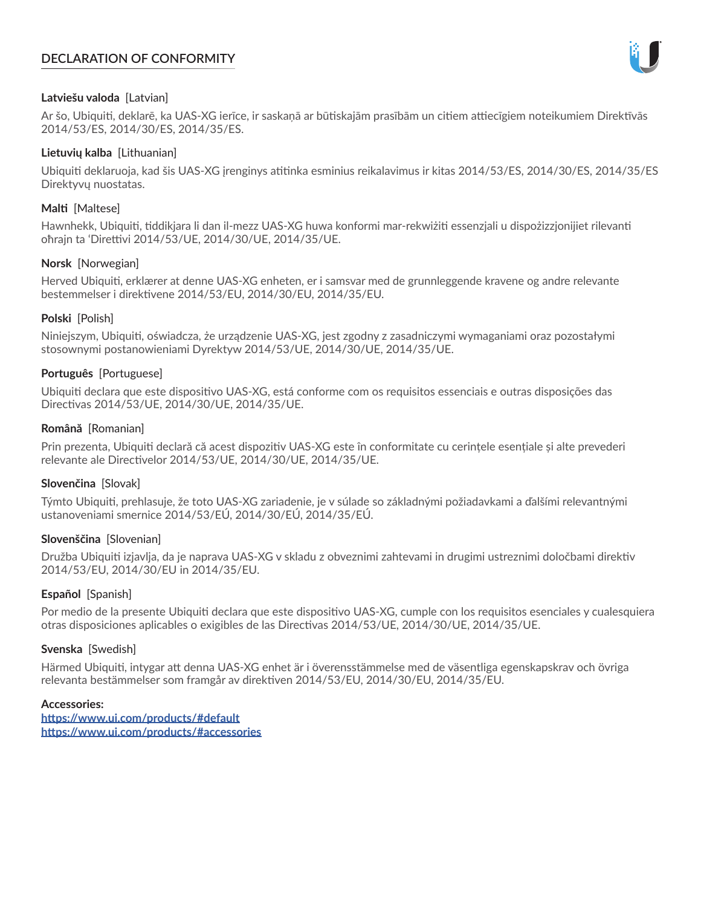# DECLARATION OF CONFORMITY

**Latviešu valoda** [Latvian]

Ar šo, Ubiquiti, deklarē, ka UAS-XG ierīce, ir saskaņā ar būtiskajām prasībām un citiem attiecīgiem noteikumiem Direktīvās 2014/53/ES, 2014/30/ES, 2014/35/ES.

**Lietuvių kalba** [Lithuanian]

Ubiquiti deklaruoja, kad šis UAS-XG įrenginys atitinka esminius reikalavimus ir kitas 2014/53/ES, 2014/30/ES, 2014/35/ES Direktyvų nuostatas.

**Malti** [Maltese]

Hawnhekk, Ubiquiti, tiddikjara li dan il-mezz UAS-XG huwa konformi mar-rekwiżiti essenzjali u dispożizzjonijiet rilevanti oħrajn ta 'Direttivi 2014/53/UE, 2014/30/UE, 2014/35/UE.

**Norsk** [Norwegian]

Herved Ubiquiti, erklærer at denne UAS-XG enheten, er i samsvar med de grunnleggende kravene og andre relevante bestemmelser i direktivene 2014/53/EU, 2014/30/EU, 2014/35/EU.

**Polski** [Polish]

Niniejszym, Ubiquiti, oświadcza, że urządzenie UAS-XG, jest zgodny z zasadniczymi wymaganiami oraz pozostałymi stosownymi postanowieniami Dyrektyw 2014/53/UE, 2014/30/UE, 2014/35/UE.

**Português** [Portuguese]

Ubiquiti declara que este dispositivo UAS-XG, está conforme com os requisitos essenciais e outras disposições das Directivas 2014/53/UE, 2014/30/UE, 2014/35/UE.

**Română** [Romanian]

Prin prezenta, Ubiquiti declară că acest dispozitiv UAS-XG este în conformitate cu cerințele esențiale și alte prevederi relevante ale Directivelor 2014/53/UE, 2014/30/UE, 2014/35/UE.

**Slovenčina** [Slovak]

Týmto Ubiquiti, prehlasuje, že toto UAS-XG zariadenie, je v súlade so základnými požiadavkami a ďalšími relevantnými ustanoveniami smernice 2014/53/EÚ, 2014/30/EÚ, 2014/35/EÚ.

**Slovenščina** [Slovenian]

Družba Ubiquiti izjavlja, da je naprava UAS-XG v skladu z obveznimi zahtevami in drugimi ustreznimi določbami direktiv 2014/53/EU, 2014/30/EU in 2014/35/EU.

**Español** [Spanish]

Por medio de la presente Ubiquiti declara que este dispositivo UAS-XG, cumple con los requisitos esenciales y cualesquiera otras disposiciones aplicables o exigibles de las Directivas 2014/53/UE, 2014/30/UE, 2014/35/UE.

**Svenska** [Swedish]

Härmed Ubiquiti, intygar att denna UAS-XG enhet är i överensstämmelse med de väsentliga egenskapskrav och övriga relevanta bestämmelser som framgår av direktiven 2014/53/EU, 2014/30/EU, 2014/35/EU.

**Accessories:**
**https://www.ui.com/products/#default**
**https://www.ui.com/products/#accessories**